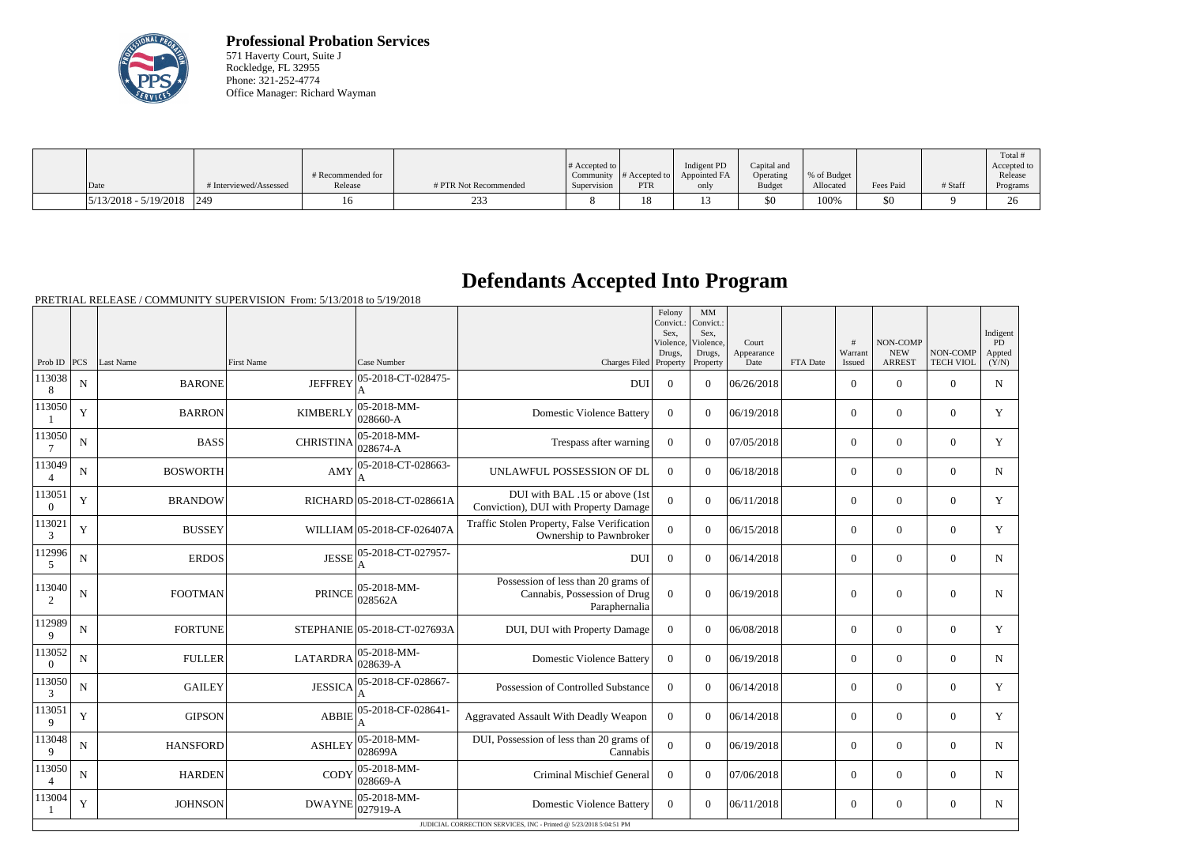**Professional Probation Services**
571 Haverty Court, Suite J
Rockledge, FL 32955
Phone: 321-252-4774
Office Manager: Richard Wayman

| Date | # Interviewed/Assessed | # Recommended for Release | # PTR Not Recommended | # Accepted to Community Supervision | # Accepted to PTR | Indigent PD Appointed FA only | Capital and Operating Budget | % of Budget Allocated | Fees Paid | # Staff | Total # Accepted to Release Programs |
|---|---|---|---|---|---|---|---|---|---|---|---|
| 5/13/2018 - 5/19/2018 | 249 | 16 | 233 | 8 | 18 | 13 | $0 | 100% | $0 | 9 | 26 |

# Defendants Accepted Into Program

PRETRIAL RELEASE / COMMUNITY SUPERVISION From: 5/13/2018 to 5/19/2018

| Prob ID | PCS | Last Name | First Name | Case Number | Charges Filed | Felony Convict.: Sex, Violence, Drugs, Property | MM Convict.: Sex, Violence, Drugs, Property | Court Appearance Date | FTA Date | # Warrant Issued | NON-COMP NEW ARREST | NON-COMP TECH VIOL | Indigent PD Appted (Y/N) |
|---|---|---|---|---|---|---|---|---|---|---|---|---|---|
| 1130388 | N | BARONE | JEFFREY | 05-2018-CT-028475-A | DUI | 0 | 0 | 06/26/2018 | | 0 | 0 | 0 | N |
| 1130501 | Y | BARRON | KIMBERLY | 05-2018-MM-028660-A | Domestic Violence Battery | 0 | 0 | 06/19/2018 | | 0 | 0 | 0 | Y |
| 1130507 | N | BASS | CHRISTINA | 05-2018-MM-028674-A | Trespass after warning | 0 | 0 | 07/05/2018 | | 0 | 0 | 0 | Y |
| 1130494 | N | BOSWORTH | AMY | 05-2018-CT-028663-A | UNLAWFUL POSSESSION OF DL | 0 | 0 | 06/18/2018 | | 0 | 0 | 0 | N |
| 1130510 | Y | BRANDOW | RICHARD | 05-2018-CT-028661A | DUI with BAL .15 or above (1st Conviction), DUI with Property Damage | 0 | 0 | 06/11/2018 | | 0 | 0 | 0 | Y |
| 1130213 | Y | BUSSEY | WILLIAM | 05-2018-CF-026407A | Traffic Stolen Property, False Verification Ownership to Pawnbroker | 0 | 0 | 06/15/2018 | | 0 | 0 | 0 | Y |
| 1129965 | N | ERDOS | JESSE | 05-2018-CT-027957-A | DUI | 0 | 0 | 06/14/2018 | | 0 | 0 | 0 | N |
| 1130402 | N | FOOTMAN | PRINCE | 05-2018-MM-028562A | Possession of less than 20 grams of Cannabis, Possession of Drug Paraphernalia | 0 | 0 | 06/19/2018 | | 0 | 0 | 0 | N |
| 1129899 | N | FORTUNE | STEPHANIE | 05-2018-CT-027693A | DUI, DUI with Property Damage | 0 | 0 | 06/08/2018 | | 0 | 0 | 0 | Y |
| 1130520 | N | FULLER | LATARDRA | 05-2018-MM-028639-A | Domestic Violence Battery | 0 | 0 | 06/19/2018 | | 0 | 0 | 0 | N |
| 1130503 | N | GAILEY | JESSICA | 05-2018-CF-028667-A | Possession of Controlled Substance | 0 | 0 | 06/14/2018 | | 0 | 0 | 0 | Y |
| 1130519 | Y | GIPSON | ABBIE | 05-2018-CF-028641-A | Aggravated Assault With Deadly Weapon | 0 | 0 | 06/14/2018 | | 0 | 0 | 0 | Y |
| 1130489 | N | HANSFORD | ASHLEY | 05-2018-MM-028699A | DUI, Possession of less than 20 grams of Cannabis | 0 | 0 | 06/19/2018 | | 0 | 0 | 0 | N |
| 1130504 | N | HARDEN | CODY | 05-2018-MM-028669-A | Criminal Mischief General | 0 | 0 | 07/06/2018 | | 0 | 0 | 0 | N |
| 1130041 | Y | JOHNSON | DWAYNE | 05-2018-MM-027919-A | Domestic Violence Battery | 0 | 0 | 06/11/2018 | | 0 | 0 | 0 | N |

JUDICIAL CORRECTION SERVICES, INC - Printed @ 5/23/2018 5:04:51 PM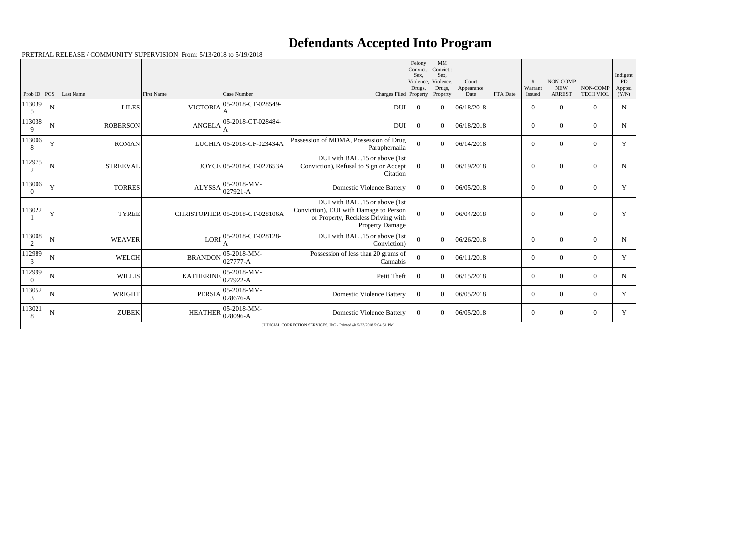# Defendants Accepted Into Program

PRETRIAL RELEASE / COMMUNITY SUPERVISION From: 5/13/2018 to 5/19/2018

| Prob ID | PCS | Last Name | First Name | Case Number | Charges Filed | Felony Convict.: Sex, Violence, Drugs, Property | MM Convict.: Sex, Violence, Drugs, Property | Court Appearance Date | FTA Date | # Warrant Issued | NON-COMP NEW ARREST | NON-COMP TECH VIOL | Indigent PD Appted (Y/N) |
|---|---|---|---|---|---|---|---|---|---|---|---|---|---|
| 1130395 | N | LILES | VICTORIA | 05-2018-CT-028549-A | DUI | 0 | 0 | 06/18/2018 | | 0 | 0 | 0 | N |
| 1130389 | N | ROBERSON | ANGELA | 05-2018-CT-028484-A | DUI | 0 | 0 | 06/18/2018 | | 0 | 0 | 0 | N |
| 1130068 | Y | ROMAN | LUCHIA | 05-2018-CF-023434A | Possession of MDMA, Possession of Drug Paraphernalia | 0 | 0 | 06/14/2018 | | 0 | 0 | 0 | Y |
| 1129752 | N | STREEVAL | JOYCE | 05-2018-CT-027653A | DUI with BAL .15 or above (1st Conviction), Refusal to Sign or Accept Citation | 0 | 0 | 06/19/2018 | | 0 | 0 | 0 | N |
| 1130060 | Y | TORRES | ALYSSA | 05-2018-MM-027921-A | Domestic Violence Battery | 0 | 0 | 06/05/2018 | | 0 | 0 | 0 | Y |
| 1130221 | Y | TYREE | CHRISTOPHER | 05-2018-CT-028106A | DUI with BAL .15 or above (1st Conviction), DUI with Damage to Person or Property, Reckless Driving with Property Damage | 0 | 0 | 06/04/2018 | | 0 | 0 | 0 | Y |
| 1130082 | N | WEAVER | LORI | 05-2018-CT-028128-A | DUI with BAL .15 or above (1st Conviction) | 0 | 0 | 06/26/2018 | | 0 | 0 | 0 | N |
| 1129893 | N | WELCH | BRANDON | 05-2018-MM-027777-A | Possession of less than 20 grams of Cannabis | 0 | 0 | 06/11/2018 | | 0 | 0 | 0 | Y |
| 1129990 | N | WILLIS | KATHERINE | 05-2018-MM-027922-A | Petit Theft | 0 | 0 | 06/15/2018 | | 0 | 0 | 0 | N |
| 1130523 | N | WRIGHT | PERSIA | 05-2018-MM-028676-A | Domestic Violence Battery | 0 | 0 | 06/05/2018 | | 0 | 0 | 0 | Y |
| 1130218 | N | ZUBEK | HEATHER | 05-2018-MM-028096-A | Domestic Violence Battery | 0 | 0 | 06/05/2018 | | 0 | 0 | 0 | Y |

JUDICIAL CORRECTION SERVICES, INC - Printed @ 5/23/2018 5:04:51 PM